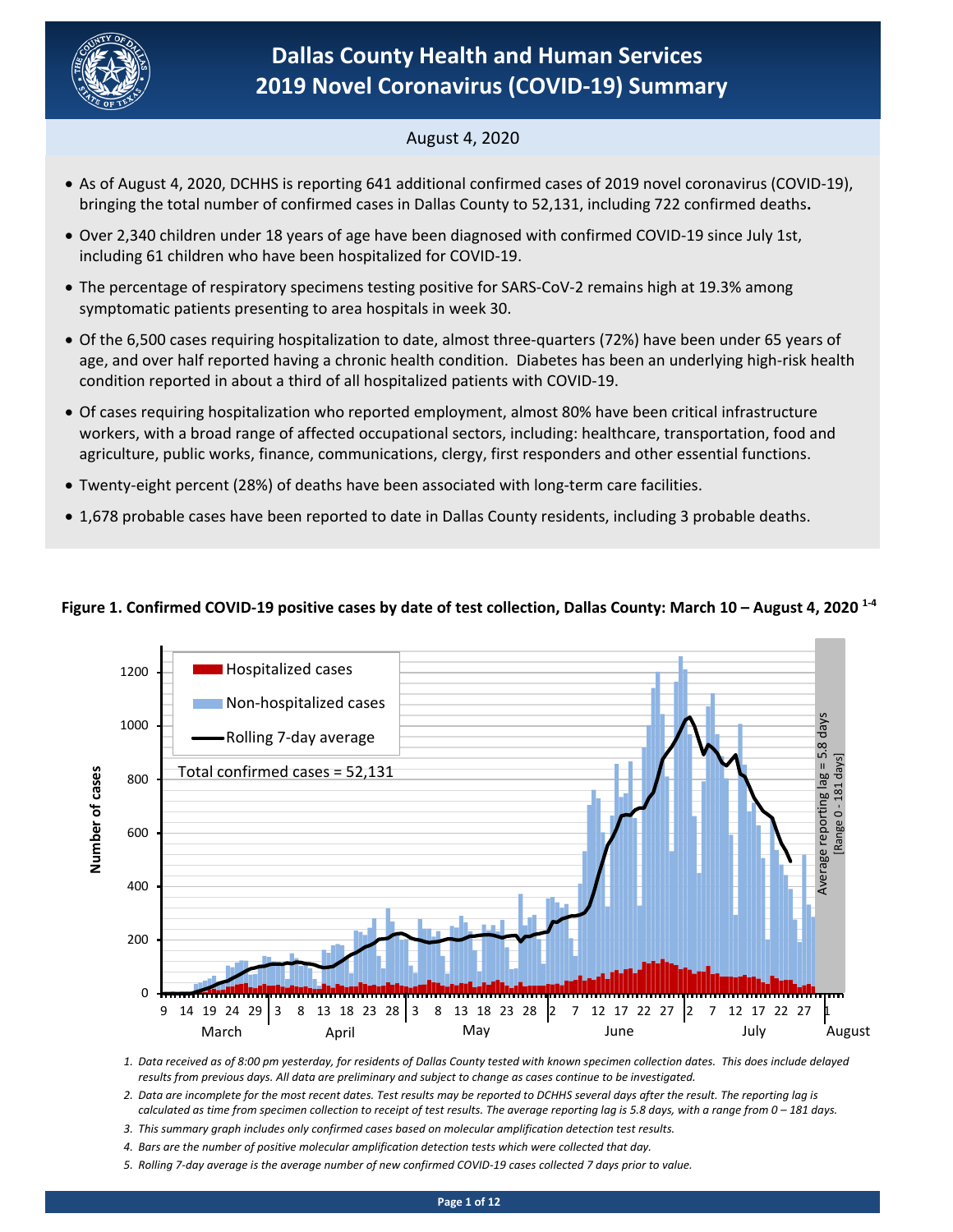# Dallas County Health and Human Services
# 2019 Novel Coronavirus (COVID-19) Summary

August 4, 2020

- As of August 4, 2020, DCHHS is reporting 641 additional confirmed cases of 2019 novel coronavirus (COVID-19), bringing the total number of confirmed cases in Dallas County to 52,131, including 722 confirmed deaths**.**
- Over 2,340 children under 18 years of age have been diagnosed with confirmed COVID-19 since July 1st, including 61 children who have been hospitalized for COVID-19.
- The percentage of respiratory specimens testing positive for SARS-CoV-2 remains high at 19.3% among symptomatic patients presenting to area hospitals in week 30.
- Of the 6,500 cases requiring hospitalization to date, almost three-quarters (72%) have been under 65 years of age, and over half reported having a chronic health condition. Diabetes has been an underlying high-risk health condition reported in about a third of all hospitalized patients with COVID-19.
- Of cases requiring hospitalization who reported employment, almost 80% have been critical infrastructure workers, with a broad range of affected occupational sectors, including: healthcare, transportation, food and agriculture, public works, finance, communications, clergy, first responders and other essential functions.
- Twenty-eight percent (28%) of deaths have been associated with long-term care facilities.
- 1,678 probable cases have been reported to date in Dallas County residents, including 3 probable deaths.

**Figure 1. Confirmed COVID-19 positive cases by date of test collection, Dallas County: March 10 – August 4, 2020 [1-4]**

*1. Data received as of 8:00 pm yesterday, for residents of Dallas County tested with known specimen collection dates. This does include delayed results from previous days. All data are preliminary and subject to change as cases continue to be investigated.*

*2. Data are incomplete for the most recent dates. Test results may be reported to DCHHS several days after the result. The reporting lag is calculated as time from specimen collection to receipt of test results. The average reporting lag is 5.8 days, with a range from 0 – 181 days.*

*3. This summary graph includes only confirmed cases based on molecular amplification detection test results.*

*4. Bars are the number of positive molecular amplification detection tests which were collected that day.*

*5. Rolling 7-day average is the average number of new confirmed COVID-19 cases collected 7 days prior to value.*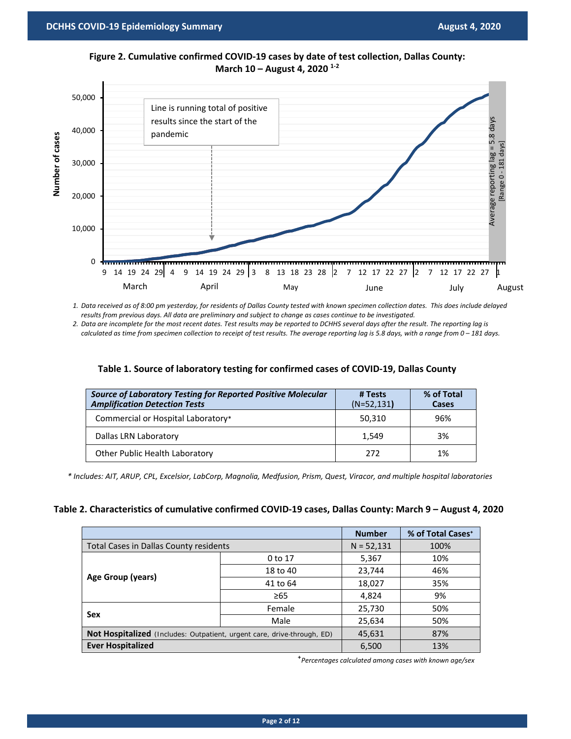**Figure 2. Cumulative confirmed COVID-19 cases by date of test collection, Dallas County: March 10 – August 4, 2020** [1-2]

1. *Data received as of 8:00 pm yesterday, for residents of Dallas County tested with known specimen collection dates. This does include delayed results from previous days. All data are preliminary and subject to change as cases continue to be investigated.*
2. *Data are incomplete for the most recent dates. Test results may be reported to DCHHS several days after the result. The reporting lag is calculated as time from specimen collection to receipt of test results. The average reporting lag is 5.8 days, with a range from 0 – 181 days.*

### Table 1. Source of laboratory testing for confirmed cases of COVID-19, Dallas County

| *Source of Laboratory Testing for Reported Positive Molecular Amplification Detection Tests* | # Tests (N=52,131) | % of Total Cases |
|---|---|---|
| Commercial or Hospital Laboratory* | 50,310 | 96% |
| Dallas LRN Laboratory | 1,549 | 3% |
| Other Public Health Laboratory | 272 | 1% |

*\* Includes: AIT, ARUP, CPL, Excelsior, LabCorp, Magnolia, Medfusion, Prism, Quest, Viracor, and multiple hospital laboratories*

### Table 2. Characteristics of cumulative confirmed COVID-19 cases, Dallas County: March 9 – August 4, 2020

| | | Number | % of Total Cases⁺ |
|---|---|---|---|
| Total Cases in Dallas County residents | | N = 52,131 | 100% |
| **Age Group (years)** | 0 to 17 | 5,367 | 10% |
| | 18 to 40 | 23,744 | 46% |
| | 41 to 64 | 18,027 | 35% |
| | ≥65 | 4,824 | 9% |
| **Sex** | Female | 25,730 | 50% |
| | Male | 25,634 | 50% |
| **Not Hospitalized** (Includes: Outpatient, urgent care, drive-through, ED) | | 45,631 | 87% |
| **Ever Hospitalized** | | 6,500 | 13% |

⁺*Percentages calculated among cases with known age/sex*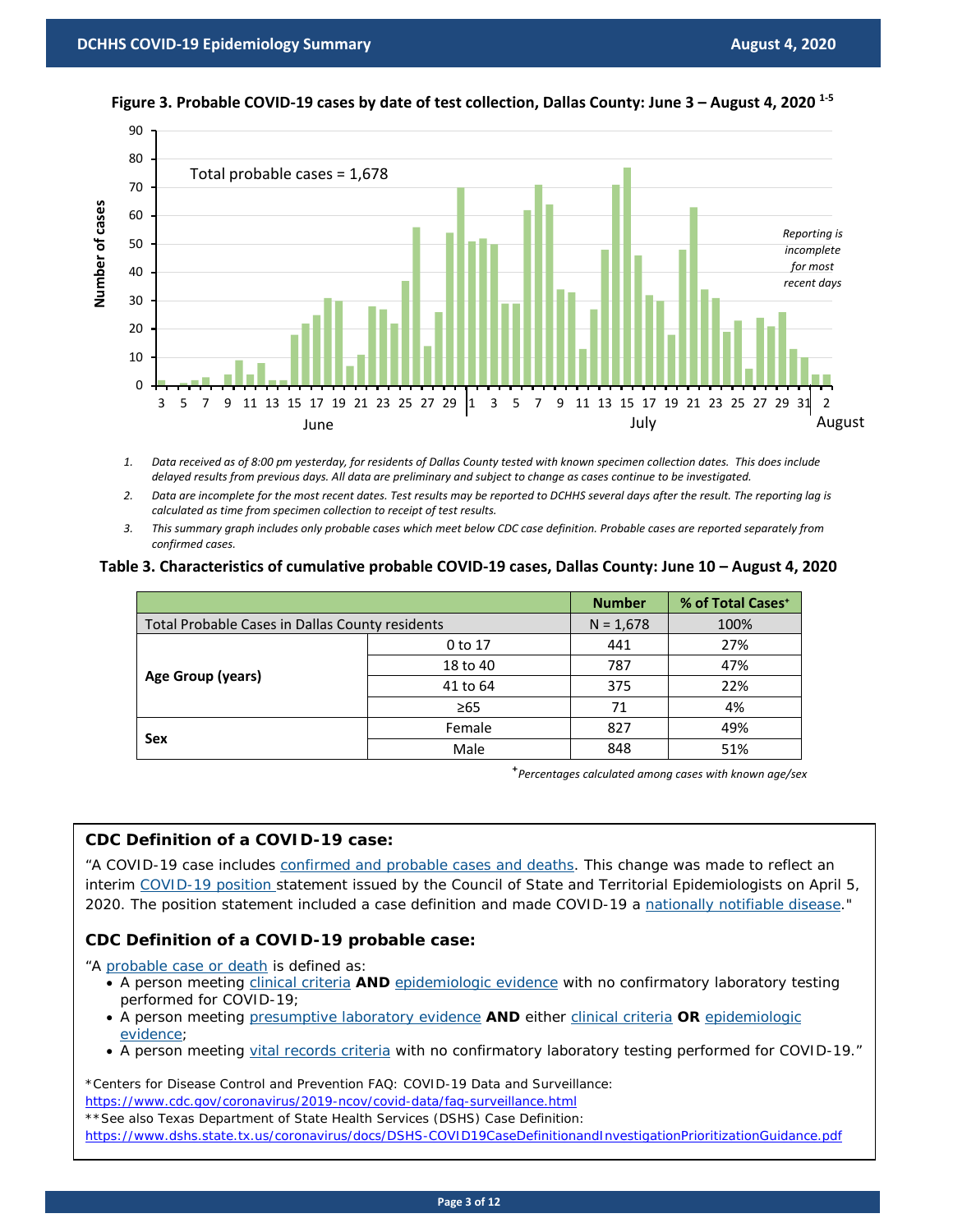**Figure 3. Probable COVID-19 cases by date of test collection, Dallas County: June 3 – August 4, 2020** [1-5]

Total probable cases = 1,678

*Reporting is incomplete for most recent days*

1. *Data received as of 8:00 pm yesterday, for residents of Dallas County tested with known specimen collection dates. This does include delayed results from previous days. All data are preliminary and subject to change as cases continue to be investigated.*
2. *Data are incomplete for the most recent dates. Test results may be reported to DCHHS several days after the result. The reporting lag is calculated as time from specimen collection to receipt of test results.*
3. *This summary graph includes only probable cases which meet below CDC case definition. Probable cases are reported separately from confirmed cases.*

**Table 3. Characteristics of cumulative probable COVID-19 cases, Dallas County: June 10 – August 4, 2020**

| | | Number | % of Total Cases⁺ |
|---|---|---|---|
| Total Probable Cases in Dallas County residents | | N = 1,678 | 100% |
| **Age Group (years)** | 0 to 17 | 441 | 27% |
| | 18 to 40 | 787 | 47% |
| | 41 to 64 | 375 | 22% |
| | ≥65 | 71 | 4% |
| **Sex** | Female | 827 | 49% |
| | Male | 848 | 51% |

⁺*Percentages calculated among cases with known age/sex*

### CDC Definition of a COVID-19 case:

"A COVID-19 case includes confirmed and probable cases and deaths. This change was made to reflect an interim COVID-19 position statement issued by the Council of State and Territorial Epidemiologists on April 5, 2020. The position statement included a case definition and made COVID-19 a nationally notifiable disease."

### CDC Definition of a COVID-19 probable case:

"A probable case or death is defined as:

- A person meeting clinical criteria **AND** epidemiologic evidence with no confirmatory laboratory testing performed for COVID-19;
- A person meeting presumptive laboratory evidence **AND** either clinical criteria **OR** epidemiologic evidence;
- A person meeting vital records criteria with no confirmatory laboratory testing performed for COVID-19."

*Centers for Disease Control and Prevention FAQ: COVID-19 Data and Surveillance:
https://www.cdc.gov/coronavirus/2019-ncov/covid-data/faq-surveillance.html
**See also Texas Department of State Health Services (DSHS) Case Definition:
https://www.dshs.state.tx.us/coronavirus/docs/DSHS-COVID19CaseDefinitionandInvestigationPrioritizationGuidance.pdf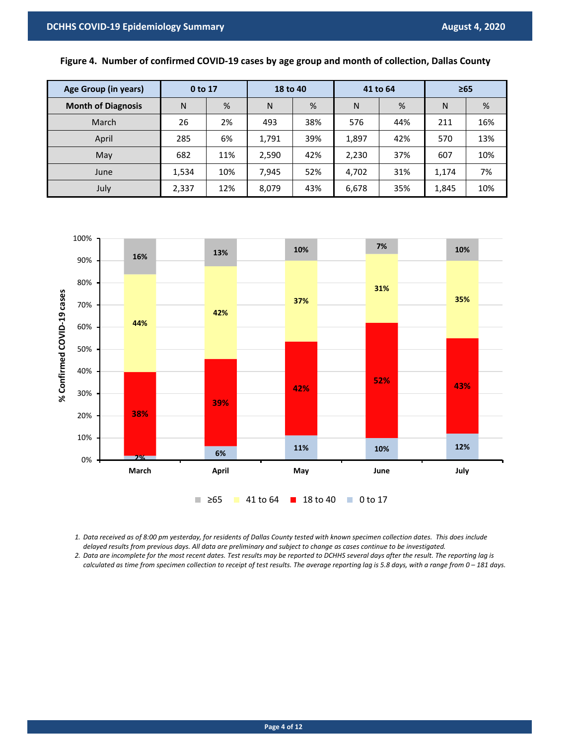**Figure 4. Number of confirmed COVID-19 cases by age group and month of collection, Dallas County**

| Age Group (in years) | 0 to 17 | | 18 to 40 | | 41 to 64 | | ≥65 | |
|---|---|---|---|---|---|---|---|---|
| Month of Diagnosis | N | % | N | % | N | % | N | % |
| March | 26 | 2% | 493 | 38% | 576 | 44% | 211 | 16% |
| April | 285 | 6% | 1,791 | 39% | 1,897 | 42% | 570 | 13% |
| May | 682 | 11% | 2,590 | 42% | 2,230 | 37% | 607 | 10% |
| June | 1,534 | 10% | 7,945 | 52% | 4,702 | 31% | 1,174 | 7% |
| July | 2,337 | 12% | 8,079 | 43% | 6,678 | 35% | 1,845 | 10% |

*1. Data received as of 8:00 pm yesterday, for residents of Dallas County tested with known specimen collection dates. This does include delayed results from previous days. All data are preliminary and subject to change as cases continue to be investigated.*

*2. Data are incomplete for the most recent dates. Test results may be reported to DCHHS several days after the result. The reporting lag is calculated as time from specimen collection to receipt of test results. The average reporting lag is 5.8 days, with a range from 0 – 181 days.*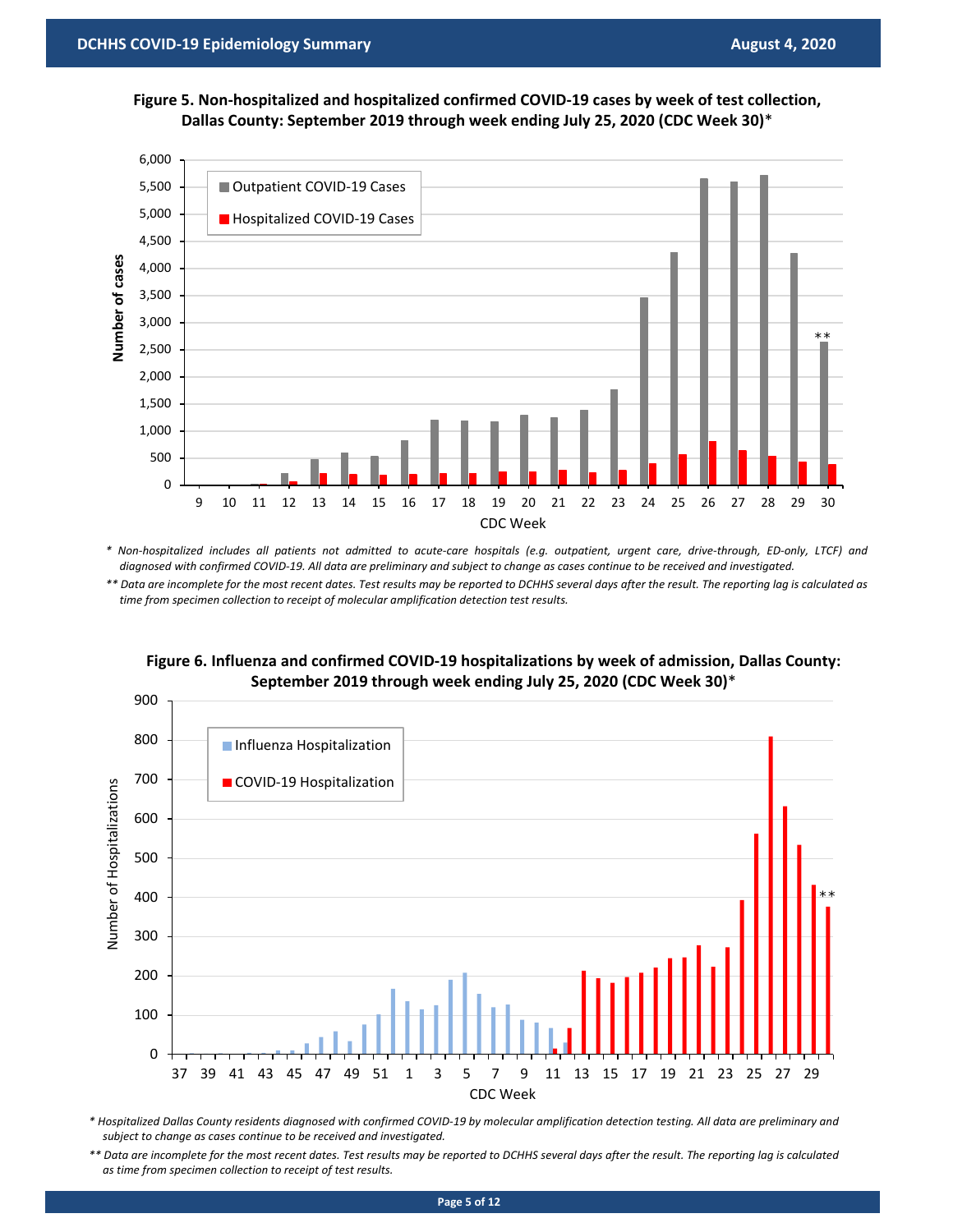**Figure 5. Non-hospitalized and hospitalized confirmed COVID-19 cases by week of test collection, Dallas County: September 2019 through week ending July 25, 2020 (CDC Week 30)***

*\* Non-hospitalized includes all patients not admitted to acute-care hospitals (e.g. outpatient, urgent care, drive-through, ED-only, LTCF) and diagnosed with confirmed COVID-19. All data are preliminary and subject to change as cases continue to be received and investigated.*

*\*\* Data are incomplete for the most recent dates. Test results may be reported to DCHHS several days after the result. The reporting lag is calculated as time from specimen collection to receipt of molecular amplification detection test results.*

**Figure 6. Influenza and confirmed COVID-19 hospitalizations by week of admission, Dallas County: September 2019 through week ending July 25, 2020 (CDC Week 30)***

*\* Hospitalized Dallas County residents diagnosed with confirmed COVID-19 by molecular amplification detection testing. All data are preliminary and subject to change as cases continue to be received and investigated.*

*\*\* Data are incomplete for the most recent dates. Test results may be reported to DCHHS several days after the result. The reporting lag is calculated as time from specimen collection to receipt of test results.*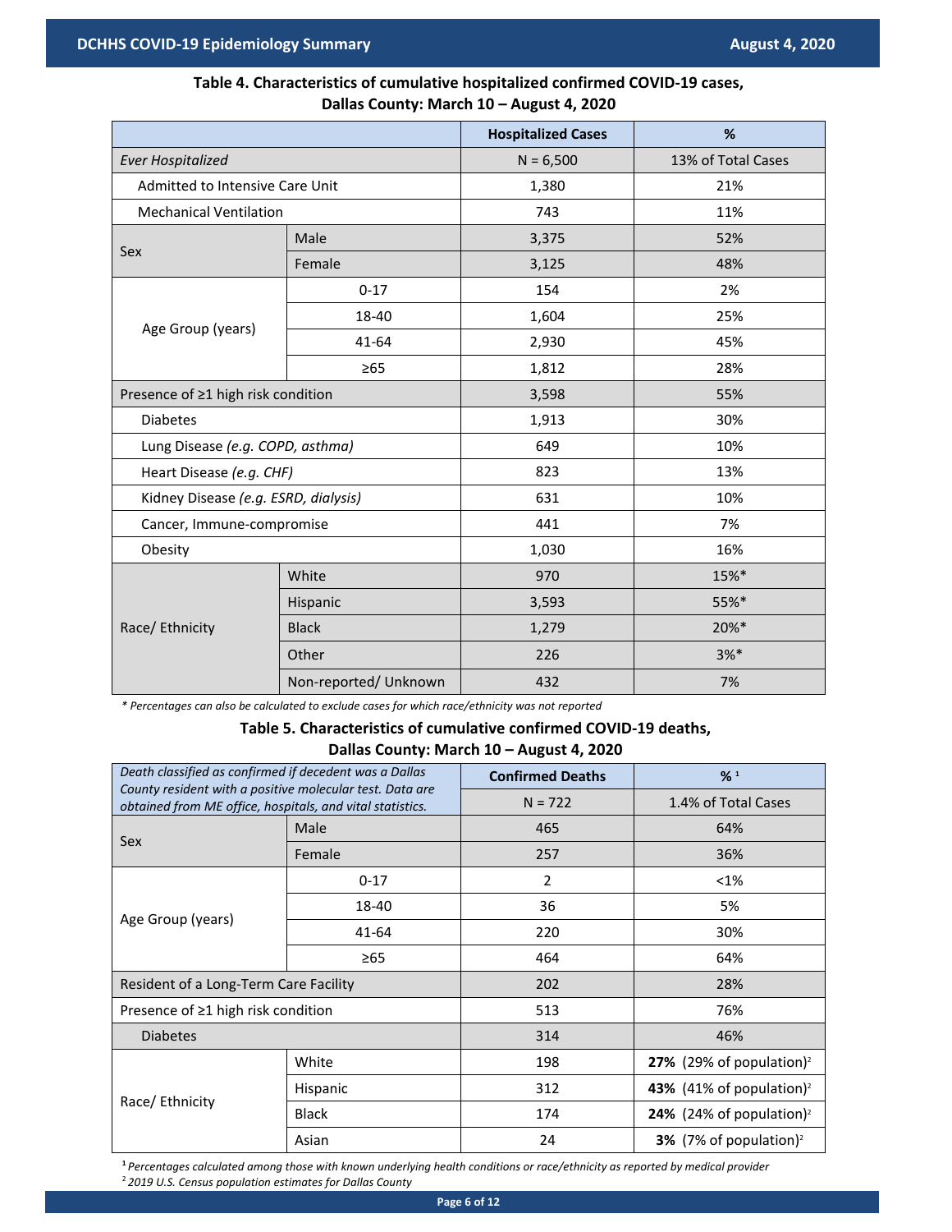**Table 4. Characteristics of cumulative hospitalized confirmed COVID-19 cases, Dallas County: March 10 – August 4, 2020**

| | | Hospitalized Cases | % |
|---|---|---|---|
| *Ever Hospitalized* | | N = 6,500 | 13% of Total Cases |
| Admitted to Intensive Care Unit | | 1,380 | 21% |
| Mechanical Ventilation | | 743 | 11% |
| Sex | Male | 3,375 | 52% |
| | Female | 3,125 | 48% |
| Age Group (years) | 0-17 | 154 | 2% |
| | 18-40 | 1,604 | 25% |
| | 41-64 | 2,930 | 45% |
| | ≥65 | 1,812 | 28% |
| Presence of ≥1 high risk condition | | 3,598 | 55% |
| Diabetes | | 1,913 | 30% |
| Lung Disease *(e.g. COPD, asthma)* | | 649 | 10% |
| Heart Disease *(e.g. CHF)* | | 823 | 13% |
| Kidney Disease *(e.g. ESRD, dialysis)* | | 631 | 10% |
| Cancer, Immune-compromise | | 441 | 7% |
| Obesity | | 1,030 | 16% |
| Race/ Ethnicity | White | 970 | 15%* |
| | Hispanic | 3,593 | 55%* |
| | Black | 1,279 | 20%* |
| | Other | 226 | 3%* |
| | Non-reported/ Unknown | 432 | 7% |

*\* Percentages can also be calculated to exclude cases for which race/ethnicity was not reported*

**Table 5. Characteristics of cumulative confirmed COVID-19 deaths, Dallas County: March 10 – August 4, 2020**

| *Death classified as confirmed if decedent was a Dallas County resident with a positive molecular test. Data are obtained from ME office, hospitals, and vital statistics.* | | Confirmed Deaths | % [1] |
|---|---|---|---|
| | | N = 722 | 1.4% of Total Cases |
| Sex | Male | 465 | 64% |
| | Female | 257 | 36% |
| Age Group (years) | 0-17 | 2 | <1% |
| | 18-40 | 36 | 5% |
| | 41-64 | 220 | 30% |
| | ≥65 | 464 | 64% |
| Resident of a Long-Term Care Facility | | 202 | 28% |
| Presence of ≥1 high risk condition | | 513 | 76% |
| Diabetes | | 314 | 46% |
| Race/ Ethnicity | White | 198 | **27%** (29% of population)[2] |
| | Hispanic | 312 | **43%** (41% of population)[2] |
| | Black | 174 | **24%** (24% of population)[2] |
| | Asian | 24 | **3%** (7% of population)[2] |

[1] *Percentages calculated among those with known underlying health conditions or race/ethnicity as reported by medical provider*

[2] *2019 U.S. Census population estimates for Dallas County*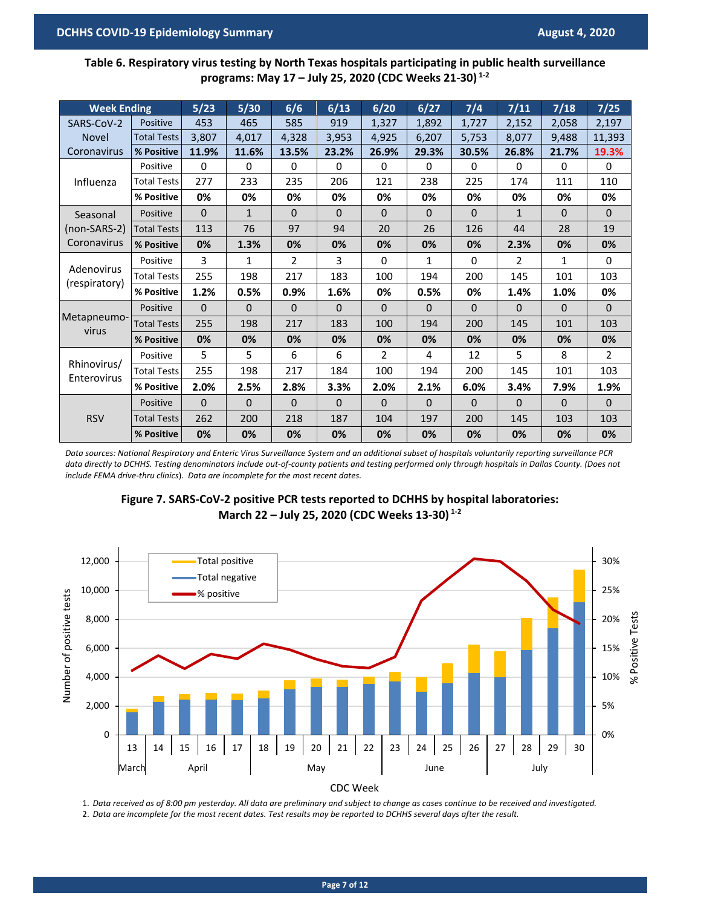**Table 6. Respiratory virus testing by North Texas hospitals participating in public health surveillance programs: May 17 – July 25, 2020 (CDC Weeks 21-30)** [1-2]

| Week Ending | | 5/23 | 5/30 | 6/6 | 6/13 | 6/20 | 6/27 | 7/4 | 7/11 | 7/18 | 7/25 |
|---|---|---|---|---|---|---|---|---|---|---|---|
| SARS-CoV-2 Novel Coronavirus | Positive | 453 | 465 | 585 | 919 | 1,327 | 1,892 | 1,727 | 2,152 | 2,058 | 2,197 |
| | Total Tests | 3,807 | 4,017 | 4,328 | 3,953 | 4,925 | 6,207 | 5,753 | 8,077 | 9,488 | 11,393 |
| | **% Positive** | **11.9%** | **11.6%** | **13.5%** | **23.2%** | **26.9%** | **29.3%** | **30.5%** | **26.8%** | **21.7%** | **19.3%** |
| Influenza | Positive | 0 | 0 | 0 | 0 | 0 | 0 | 0 | 0 | 0 | 0 |
| | Total Tests | 277 | 233 | 235 | 206 | 121 | 238 | 225 | 174 | 111 | 110 |
| | **% Positive** | **0%** | **0%** | **0%** | **0%** | **0%** | **0%** | **0%** | **0%** | **0%** | **0%** |
| Seasonal (non-SARS-2) Coronavirus | Positive | 0 | 1 | 0 | 0 | 0 | 0 | 0 | 1 | 0 | 0 |
| | Total Tests | 113 | 76 | 97 | 94 | 20 | 26 | 126 | 44 | 28 | 19 |
| | **% Positive** | **0%** | **1.3%** | **0%** | **0%** | **0%** | **0%** | **0%** | **2.3%** | **0%** | **0%** |
| Adenovirus (respiratory) | Positive | 3 | 1 | 2 | 3 | 0 | 1 | 0 | 2 | 1 | 0 |
| | Total Tests | 255 | 198 | 217 | 183 | 100 | 194 | 200 | 145 | 101 | 103 |
| | **% Positive** | **1.2%** | **0.5%** | **0.9%** | **1.6%** | **0%** | **0.5%** | **0%** | **1.4%** | **1.0%** | **0%** |
| Metapneumo-virus | Positive | 0 | 0 | 0 | 0 | 0 | 0 | 0 | 0 | 0 | 0 |
| | Total Tests | 255 | 198 | 217 | 183 | 100 | 194 | 200 | 145 | 101 | 103 |
| | **% Positive** | **0%** | **0%** | **0%** | **0%** | **0%** | **0%** | **0%** | **0%** | **0%** | **0%** |
| Rhinovirus/ Enterovirus | Positive | 5 | 5 | 6 | 6 | 2 | 4 | 12 | 5 | 8 | 2 |
| | Total Tests | 255 | 198 | 217 | 184 | 100 | 194 | 200 | 145 | 101 | 103 |
| | **% Positive** | **2.0%** | **2.5%** | **2.8%** | **3.3%** | **2.0%** | **2.1%** | **6.0%** | **3.4%** | **7.9%** | **1.9%** |
| RSV | Positive | 0 | 0 | 0 | 0 | 0 | 0 | 0 | 0 | 0 | 0 |
| | Total Tests | 262 | 200 | 218 | 187 | 104 | 197 | 200 | 145 | 103 | 103 |
| | **% Positive** | **0%** | **0%** | **0%** | **0%** | **0%** | **0%** | **0%** | **0%** | **0%** | **0%** |

*Data sources: National Respiratory and Enteric Virus Surveillance System and an additional subset of hospitals voluntarily reporting surveillance PCR data directly to DCHHS. Testing denominators include out-of-county patients and testing performed only through hospitals in Dallas County. (Does not include FEMA drive-thru clinics). Data are incomplete for the most recent dates.*

**Figure 7. SARS-CoV-2 positive PCR tests reported to DCHHS by hospital laboratories: March 22 – July 25, 2020 (CDC Weeks 13-30)** [1-2]

1. *Data received as of 8:00 pm yesterday. All data are preliminary and subject to change as cases continue to be received and investigated.*
2. *Data are incomplete for the most recent dates. Test results may be reported to DCHHS several days after the result.*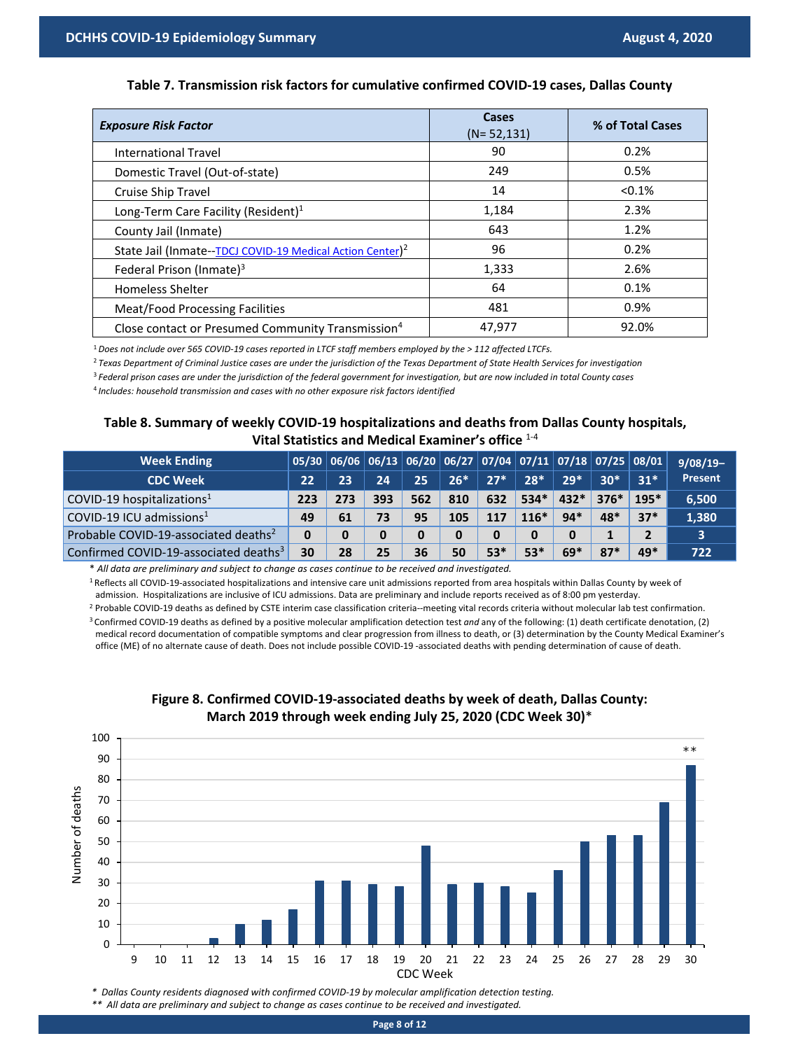### Table 7. Transmission risk factors for cumulative confirmed COVID-19 cases, Dallas County

| *Exposure Risk Factor* | Cases (N= 52,131) | % of Total Cases |
|---|---|---|
| International Travel | 90 | 0.2% |
| Domestic Travel (Out-of-state) | 249 | 0.5% |
| Cruise Ship Travel | 14 | <0.1% |
| Long-Term Care Facility (Resident)[1] | 1,184 | 2.3% |
| County Jail (Inmate) | 643 | 1.2% |
| State Jail (Inmate--TDCJ COVID-19 Medical Action Center)[2] | 96 | 0.2% |
| Federal Prison (Inmate)[3] | 1,333 | 2.6% |
| Homeless Shelter | 64 | 0.1% |
| Meat/Food Processing Facilities | 481 | 0.9% |
| Close contact or Presumed Community Transmission[4] | 47,977 | 92.0% |

[1] *Does not include over 565 COVID-19 cases reported in LTCF staff members employed by the > 112 affected LTCFs.*

[2] *Texas Department of Criminal Justice cases are under the jurisdiction of the Texas Department of State Health Services for investigation*

[3] *Federal prison cases are under the jurisdiction of the federal government for investigation, but are now included in total County cases*

[4] *Includes: household transmission and cases with no other exposure risk factors identified*

### Table 8. Summary of weekly COVID-19 hospitalizations and deaths from Dallas County hospitals, Vital Statistics and Medical Examiner's office [1-4]

| Week Ending | 05/30 | 06/06 | 06/13 | 06/20 | 06/27 | 07/04 | 07/11 | 07/18 | 07/25 | 08/01 | 9/08/19–Present |
|---|---|---|---|---|---|---|---|---|---|---|---|
| CDC Week | 22 | 23 | 24 | 25 | 26* | 27* | 28* | 29* | 30* | 31* | |
| COVID-19 hospitalizations[1] | 223 | 273 | 393 | 562 | 810 | 632 | 534* | 432* | 376* | 195* | 6,500 |
| COVID-19 ICU admissions[1] | 49 | 61 | 73 | 95 | 105 | 117 | 116* | 94* | 48* | 37* | 1,380 |
| Probable COVID-19-associated deaths[2] | 0 | 0 | 0 | 0 | 0 | 0 | 0 | 0 | 1 | 2 | 3 |
| Confirmed COVID-19-associated deaths[3] | 30 | 28 | 25 | 36 | 50 | 53* | 53* | 69* | 87* | 49* | 722 |

\* *All data are preliminary and subject to change as cases continue to be received and investigated.*

[1] Reflects all COVID-19-associated hospitalizations and intensive care unit admissions reported from area hospitals within Dallas County by week of admission. Hospitalizations are inclusive of ICU admissions. Data are preliminary and include reports received as of 8:00 pm yesterday.

[2] Probable COVID-19 deaths as defined by CSTE interim case classification criteria--meeting vital records criteria without molecular lab test confirmation.

[3] Confirmed COVID-19 deaths as defined by a positive molecular amplification detection test *and* any of the following: (1) death certificate denotation, (2) medical record documentation of compatible symptoms and clear progression from illness to death, or (3) determination by the County Medical Examiner's office (ME) of no alternate cause of death. Does not include possible COVID-19 -associated deaths with pending determination of cause of death.

### Figure 8. Confirmed COVID-19-associated deaths by week of death, Dallas County: March 2019 through week ending July 25, 2020 (CDC Week 30)*

\* *Dallas County residents diagnosed with confirmed COVID-19 by molecular amplification detection testing.*

\*\* *All data are preliminary and subject to change as cases continue to be received and investigated.*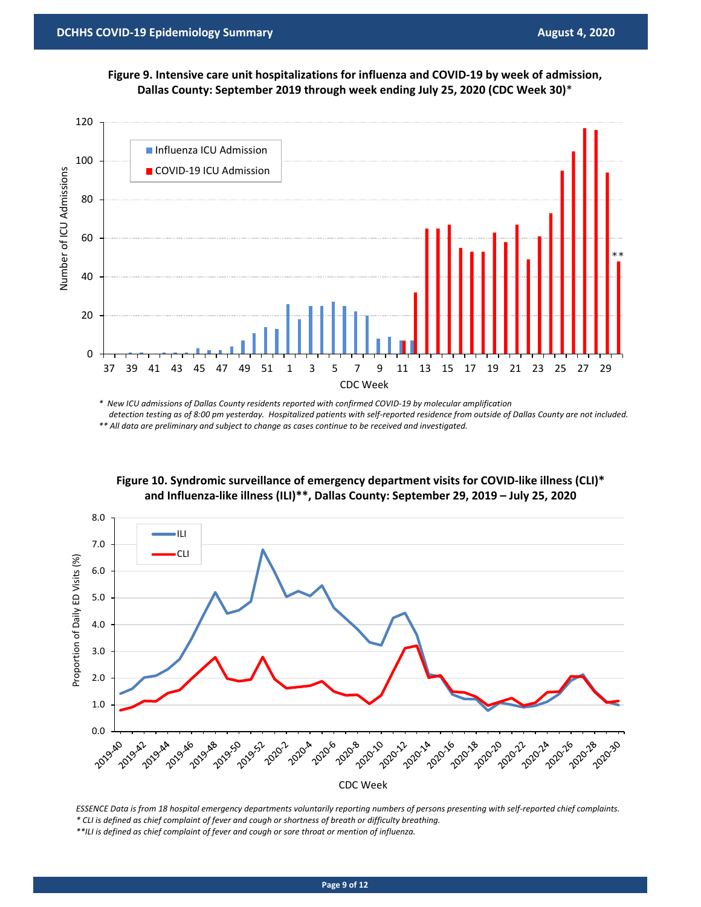**Figure 9. Intensive care unit hospitalizations for influenza and COVID-19 by week of admission, Dallas County: September 2019 through week ending July 25, 2020 (CDC Week 30)***

*\* New ICU admissions of Dallas County residents reported with confirmed COVID-19 by molecular amplification detection testing as of 8:00 pm yesterday. Hospitalized patients with self-reported residence from outside of Dallas County are not included.*

*\*\* All data are preliminary and subject to change as cases continue to be received and investigated.*

**Figure 10. Syndromic surveillance of emergency department visits for COVID-like illness (CLI)* and Influenza-like illness (ILI)**, Dallas County: September 29, 2019 – July 25, 2020**

*ESSENCE Data is from 18 hospital emergency departments voluntarily reporting numbers of persons presenting with self-reported chief complaints.*

*\* CLI is defined as chief complaint of fever and cough or shortness of breath or difficulty breathing.*

*\*\*ILI is defined as chief complaint of fever and cough or sore throat or mention of influenza.*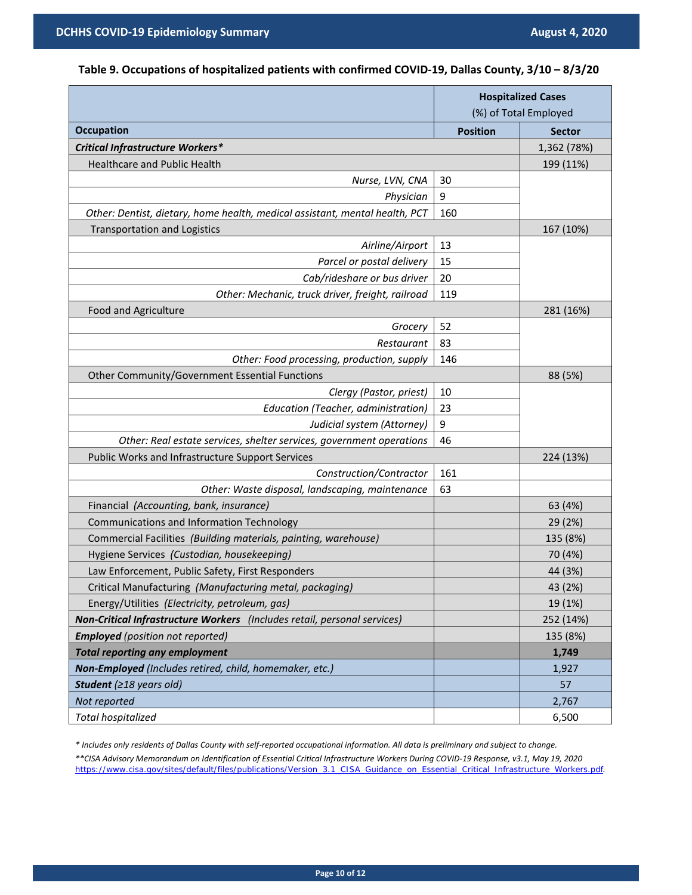**Table 9. Occupations of hospitalized patients with confirmed COVID-19, Dallas County, 3/10 – 8/3/20**

| Occupation | Hospitalized Cases (%) of Total Employed — Position | Hospitalized Cases (%) of Total Employed — Sector |
|---|---|---|
| ***Critical Infrastructure Workers**** | | 1,362 (78%) |
| Healthcare and Public Health | | 199 (11%) |
| *Nurse, LVN, CNA* | 30 | |
| *Physician* | 9 | |
| *Other: Dentist, dietary, home health, medical assistant, mental health, PCT* | 160 | |
| Transportation and Logistics | | 167 (10%) |
| *Airline/Airport* | 13 | |
| *Parcel or postal delivery* | 15 | |
| *Cab/rideshare or bus driver* | 20 | |
| *Other: Mechanic, truck driver, freight, railroad* | 119 | |
| Food and Agriculture | | 281 (16%) |
| *Grocery* | 52 | |
| *Restaurant* | 83 | |
| *Other: Food processing, production, supply* | 146 | |
| Other Community/Government Essential Functions | | 88 (5%) |
| *Clergy (Pastor, priest)* | 10 | |
| *Education (Teacher, administration)* | 23 | |
| *Judicial system (Attorney)* | 9 | |
| *Other: Real estate services, shelter services, government operations* | 46 | |
| Public Works and Infrastructure Support Services | | 224 (13%) |
| *Construction/Contractor* | 161 | |
| *Other: Waste disposal, landscaping, maintenance* | 63 | |
| Financial *(Accounting, bank, insurance)* | | 63 (4%) |
| Communications and Information Technology | | 29 (2%) |
| Commercial Facilities *(Building materials, painting, warehouse)* | | 135 (8%) |
| Hygiene Services *(Custodian, housekeeping)* | | 70 (4%) |
| Law Enforcement, Public Safety, First Responders | | 44 (3%) |
| Critical Manufacturing *(Manufacturing metal, packaging)* | | 43 (2%) |
| Energy/Utilities *(Electricity, petroleum, gas)* | | 19 (1%) |
| ***Non-Critical Infrastructure Workers*** *(Includes retail, personal services)* | | 252 (14%) |
| ***Employed*** *(position not reported)* | | 135 (8%) |
| ***Total reporting any employment*** | | **1,749** |
| ***Non-Employed*** *(Includes retired, child, homemaker, etc.)* | | 1,927 |
| ***Student*** *(≥18 years old)* | | 57 |
| *Not reported* | | 2,767 |
| *Total hospitalized* | | 6,500 |

*\* Includes only residents of Dallas County with self-reported occupational information. All data is preliminary and subject to change.*

*\*\*CISA Advisory Memorandum on Identification of Essential Critical Infrastructure Workers During COVID-19 Response, v3.1, May 19, 2020* https://www.cisa.gov/sites/default/files/publications/Version_3.1_CISA_Guidance_on_Essential_Critical_Infrastructure_Workers.pdf.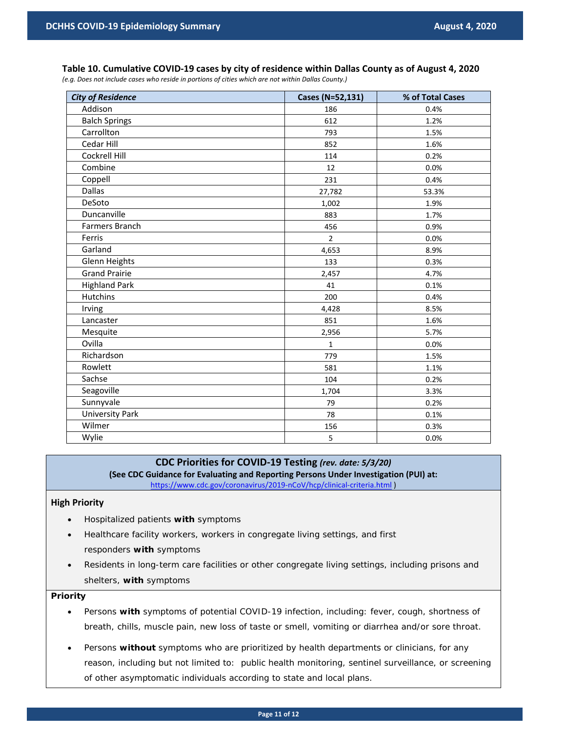**Table 10. Cumulative COVID-19 cases by city of residence within Dallas County as of August 4, 2020**

*(e.g. Does not include cases who reside in portions of cities which are not within Dallas County.)*

| *City of Residence* | Cases (N=52,131) | % of Total Cases |
|---|---|---|
| Addison | 186 | 0.4% |
| Balch Springs | 612 | 1.2% |
| Carrollton | 793 | 1.5% |
| Cedar Hill | 852 | 1.6% |
| Cockrell Hill | 114 | 0.2% |
| Combine | 12 | 0.0% |
| Coppell | 231 | 0.4% |
| Dallas | 27,782 | 53.3% |
| DeSoto | 1,002 | 1.9% |
| Duncanville | 883 | 1.7% |
| Farmers Branch | 456 | 0.9% |
| Ferris | 2 | 0.0% |
| Garland | 4,653 | 8.9% |
| Glenn Heights | 133 | 0.3% |
| Grand Prairie | 2,457 | 4.7% |
| Highland Park | 41 | 0.1% |
| Hutchins | 200 | 0.4% |
| Irving | 4,428 | 8.5% |
| Lancaster | 851 | 1.6% |
| Mesquite | 2,956 | 5.7% |
| Ovilla | 1 | 0.0% |
| Richardson | 779 | 1.5% |
| Rowlett | 581 | 1.1% |
| Sachse | 104 | 0.2% |
| Seagoville | 1,704 | 3.3% |
| Sunnyvale | 79 | 0.2% |
| University Park | 78 | 0.1% |
| Wilmer | 156 | 0.3% |
| Wylie | 5 | 0.0% |

## CDC Priorities for COVID-19 Testing *(rev. date: 5/3/20)*

**(See CDC Guidance for Evaluating and Reporting Persons Under Investigation (PUI) at:** https://www.cdc.gov/coronavirus/2019-nCoV/hcp/clinical-criteria.html **)**

**High Priority**

- Hospitalized patients **with** symptoms
- Healthcare facility workers, workers in congregate living settings, and first responders **with** symptoms
- Residents in long-term care facilities or other congregate living settings, including prisons and shelters, **with** symptoms

**Priority**

- Persons **with** symptoms of potential COVID-19 infection, including: fever, cough, shortness of breath, chills, muscle pain, new loss of taste or smell, vomiting or diarrhea and/or sore throat.
- Persons **without** symptoms who are prioritized by health departments or clinicians, for any reason, including but not limited to: public health monitoring, sentinel surveillance, or screening of other asymptomatic individuals according to state and local plans.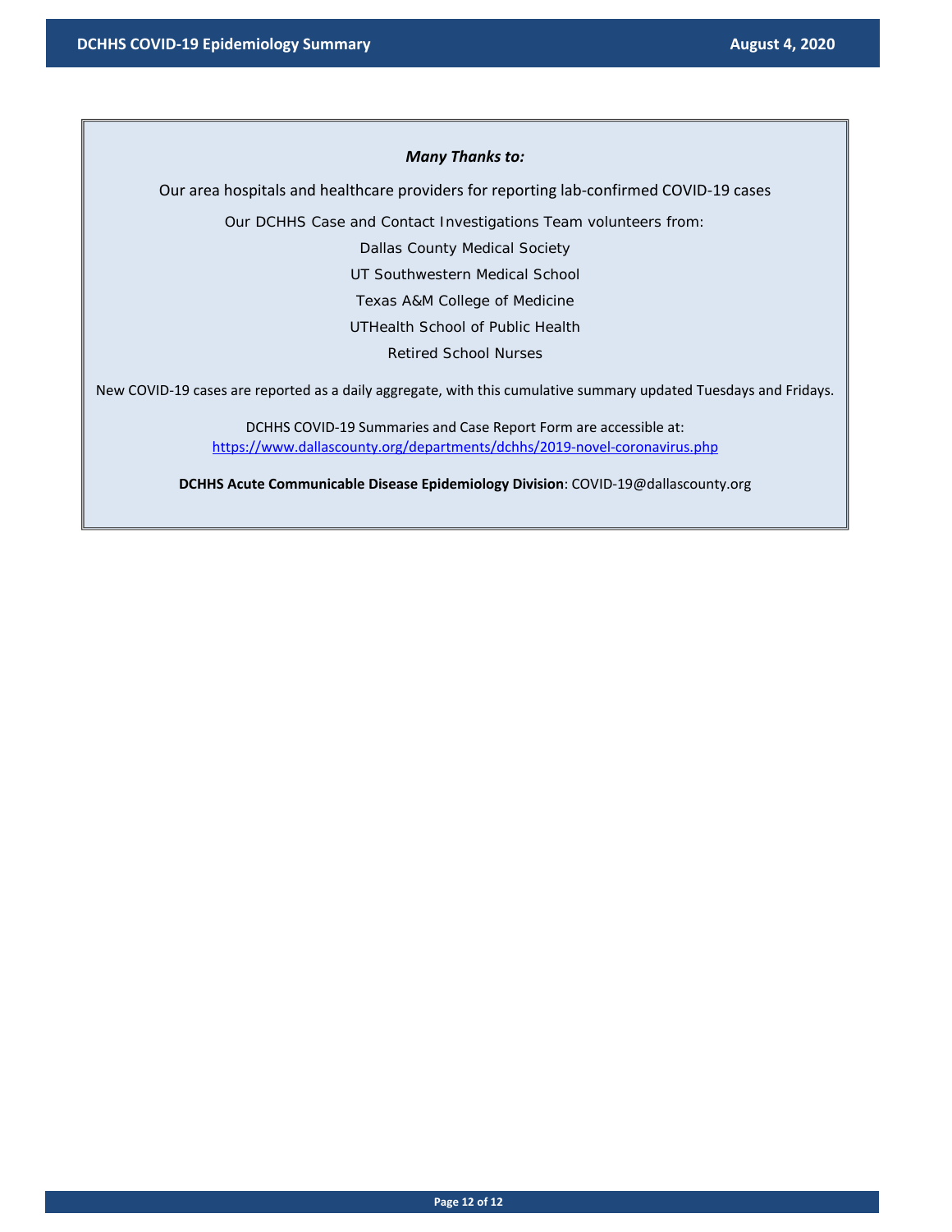***Many Thanks to:***

Our area hospitals and healthcare providers for reporting lab-confirmed COVID-19 cases

Our DCHHS Case and Contact Investigations Team volunteers from:

Dallas County Medical Society

UT Southwestern Medical School

Texas A&M College of Medicine

UTHealth School of Public Health

Retired School Nurses

New COVID-19 cases are reported as a daily aggregate, with this cumulative summary updated Tuesdays and Fridays.

DCHHS COVID-19 Summaries and Case Report Form are accessible at:
https://www.dallascounty.org/departments/dchhs/2019-novel-coronavirus.php

**DCHHS Acute Communicable Disease Epidemiology Division**: COVID-19@dallascounty.org